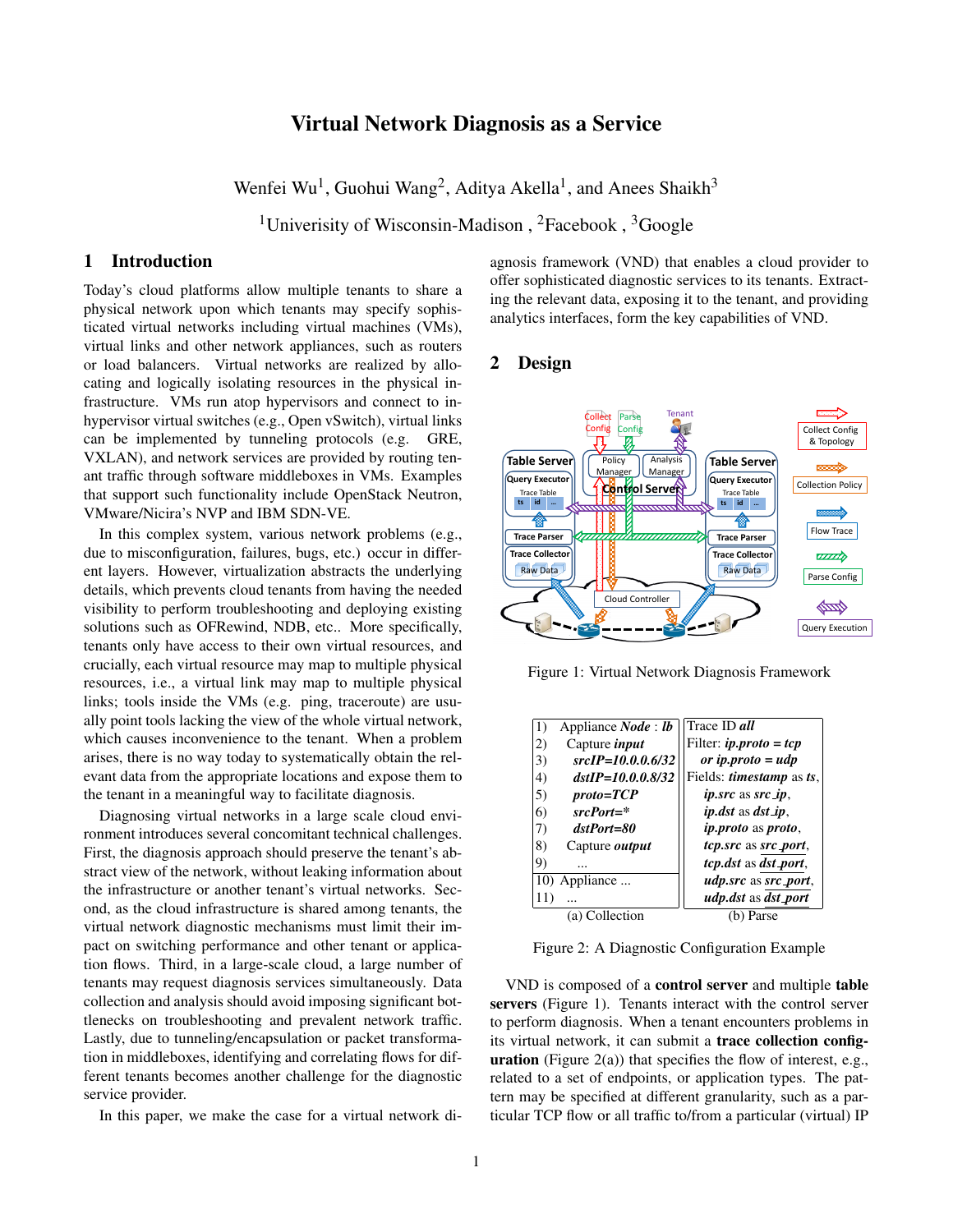# Virtual Network Diagnosis as a Service

Wenfei Wu[1], Guohui Wang[2], Aditya Akella[1], and Anees Shaikh[3]

[1]Univerisity of Wisconsin-Madison , [2]Facebook , [3]Google

## 1 Introduction

Today's cloud platforms allow multiple tenants to share a physical network upon which tenants may specify sophisticated virtual networks including virtual machines (VMs), virtual links and other network appliances, such as routers or load balancers. Virtual networks are realized by allocating and logically isolating resources in the physical infrastructure. VMs run atop hypervisors and connect to in-hypervisor virtual switches (e.g., Open vSwitch), virtual links can be implemented by tunneling protocols (e.g. GRE, VXLAN), and network services are provided by routing tenant traffic through software middleboxes in VMs. Examples that support such functionality include OpenStack Neutron, VMware/Nicira's NVP and IBM SDN-VE.

In this complex system, various network problems (e.g., due to misconfiguration, failures, bugs, etc.) occur in different layers. However, virtualization abstracts the underlying details, which prevents cloud tenants from having the needed visibility to perform troubleshooting and deploying existing solutions such as OFRewind, NDB, etc.. More specifically, tenants only have access to their own virtual resources, and crucially, each virtual resource may map to multiple physical resources, i.e., a virtual link may map to multiple physical links; tools inside the VMs (e.g. ping, traceroute) are usually point tools lacking the view of the whole virtual network, which causes inconvenience to the tenant. When a problem arises, there is no way today to systematically obtain the relevant data from the appropriate locations and expose them to the tenant in a meaningful way to facilitate diagnosis.

Diagnosing virtual networks in a large scale cloud environment introduces several concomitant technical challenges. First, the diagnosis approach should preserve the tenant's abstract view of the network, without leaking information about the infrastructure or another tenant's virtual networks. Second, as the cloud infrastructure is shared among tenants, the virtual network diagnostic mechanisms must limit their impact on switching performance and other tenant or application flows. Third, in a large-scale cloud, a large number of tenants may request diagnosis services simultaneously. Data collection and analysis should avoid imposing significant bottlenecks on troubleshooting and prevalent network traffic. Lastly, due to tunneling/encapsulation or packet transformation in middleboxes, identifying and correlating flows for different tenants becomes another challenge for the diagnostic service provider.

In this paper, we make the case for a virtual network diagnosis framework (VND) that enables a cloud provider to offer sophisticated diagnostic services to its tenants. Extracting the relevant data, exposing it to the tenant, and providing analytics interfaces, form the key capabilities of VND.

## 2 Design

Figure 1: Virtual Network Diagnosis Framework

| (a) Collection | (b) Parse |
|---|---|
| 1) Appliance ***Node*** : ***lb*** | Trace ID ***all*** |
| 2) Capture ***input*** | Filter: ***ip.proto = tcp*** |
| 3) ***srcIP=10.0.0.6/32*** | ***or ip.proto = udp*** |
| 4) ***dstIP=10.0.0.8/32*** | Fields: ***timestamp*** as ***ts***, |
| 5) ***proto=TCP*** | ***ip.src*** as ***src_ip***, |
| 6) ***srcPort=**** | ***ip.dst*** as ***dst_ip***, |
| 7) ***dstPort=80*** | ***ip.proto*** as ***proto***, |
| 8) Capture ***output*** | ***tcp.src*** as ***src_port***, |
| 9) ... | ***tcp.dst*** as ***dst_port***, |
| 10) Appliance ... | ***udp.src*** as ***src_port***, |
| 11) ... | ***udp.dst*** as ***dst_port*** |

Figure 2: A Diagnostic Configuration Example

VND is composed of a **control server** and multiple **table servers** (Figure 1). Tenants interact with the control server to perform diagnosis. When a tenant encounters problems in its virtual network, it can submit a **trace collection configuration** (Figure 2(a)) that specifies the flow of interest, e.g., related to a set of endpoints, or application types. The pattern may be specified at different granularity, such as a particular TCP flow or all traffic to/from a particular (virtual) IP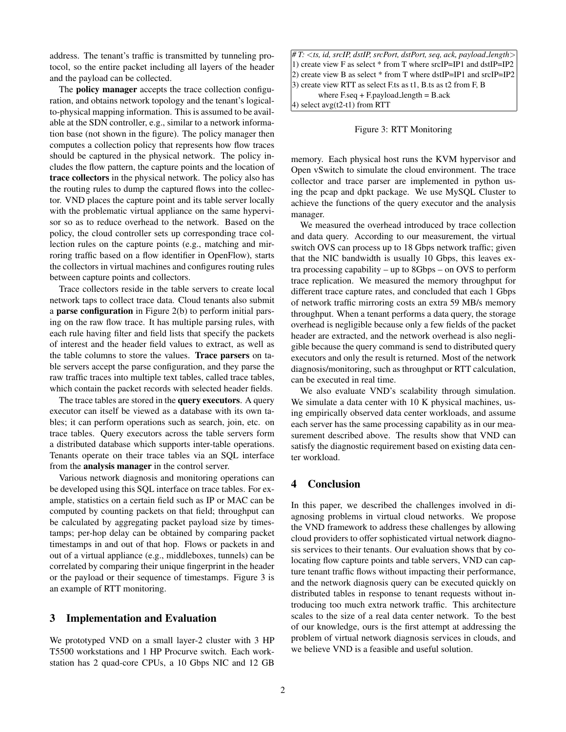address. The tenant's traffic is transmitted by tunneling protocol, so the entire packet including all layers of the header and the payload can be collected.

The **policy manager** accepts the trace collection configuration, and obtains network topology and the tenant's logical-to-physical mapping information. This is assumed to be available at the SDN controller, e.g., similar to a network information base (not shown in the figure). The policy manager then computes a collection policy that represents how flow traces should be captured in the physical network. The policy includes the flow pattern, the capture points and the location of **trace collectors** in the physical network. The policy also has the routing rules to dump the captured flows into the collector. VND places the capture point and its table server locally with the problematic virtual appliance on the same hypervisor so as to reduce overhead to the network. Based on the policy, the cloud controller sets up corresponding trace collection rules on the capture points (e.g., matching and mirroring traffic based on a flow identifier in OpenFlow), starts the collectors in virtual machines and configures routing rules between capture points and collectors.

Trace collectors reside in the table servers to create local network taps to collect trace data. Cloud tenants also submit a **parse configuration** in Figure 2(b) to perform initial parsing on the raw flow trace. It has multiple parsing rules, with each rule having filter and field lists that specify the packets of interest and the header field values to extract, as well as the table columns to store the values. **Trace parsers** on table servers accept the parse configuration, and they parse the raw traffic traces into multiple text tables, called trace tables, which contain the packet records with selected header fields.

The trace tables are stored in the **query executors**. A query executor can itself be viewed as a database with its own tables; it can perform operations such as search, join, etc. on trace tables. Query executors across the table servers form a distributed database which supports inter-table operations. Tenants operate on their trace tables via an SQL interface from the **analysis manager** in the control server.

Various network diagnosis and monitoring operations can be developed using this SQL interface on trace tables. For example, statistics on a certain field such as IP or MAC can be computed by counting packets on that field; throughput can be calculated by aggregating packet payload size by timestamps; per-hop delay can be obtained by comparing packet timestamps in and out of that hop. Flows or packets in and out of a virtual appliance (e.g., middleboxes, tunnels) can be correlated by comparing their unique fingerprint in the header or the payload or their sequence of timestamps. Figure 3 is an example of RTT monitoring.

```
# T: <ts, id, srcIP, dstIP, srcPort, dstPort, seq, ack, payload_length>
1) create view F as select * from T where srcIP=IP1 and dstIP=IP2
2) create view B as select * from T where dstIP=IP1 and srcIP=IP2
3) create view RTT as select F.ts as t1, B.ts as t2 from F, B
       where F.seq + F.payload_length = B.ack
4) select avg(t2-t1) from RTT
```

Figure 3: RTT Monitoring

## 3 Implementation and Evaluation

We prototyped VND on a small layer-2 cluster with 3 HP T5500 workstations and 1 HP Procurve switch. Each workstation has 2 quad-core CPUs, a 10 Gbps NIC and 12 GB memory. Each physical host runs the KVM hypervisor and Open vSwitch to simulate the cloud environment. The trace collector and trace parser are implemented in python using the pcap and dpkt package. We use MySQL Cluster to achieve the functions of the query executor and the analysis manager.

We measured the overhead introduced by trace collection and data query. According to our measurement, the virtual switch OVS can process up to 18 Gbps network traffic; given that the NIC bandwidth is usually 10 Gbps, this leaves extra processing capability – up to 8Gbps – on OVS to perform trace replication. We measured the memory throughput for different trace capture rates, and concluded that each 1 Gbps of network traffic mirroring costs an extra 59 MB/s memory throughput. When a tenant performs a data query, the storage overhead is negligible because only a few fields of the packet header are extracted, and the network overhead is also negligible because the query command is send to distributed query executors and only the result is returned. Most of the network diagnosis/monitoring, such as throughput or RTT calculation, can be executed in real time.

We also evaluate VND's scalability through simulation. We simulate a data center with 10 K physical machines, using empirically observed data center workloads, and assume each server has the same processing capability as in our measurement described above. The results show that VND can satisfy the diagnostic requirement based on existing data center workload.

## 4 Conclusion

In this paper, we described the challenges involved in diagnosing problems in virtual cloud networks. We propose the VND framework to address these challenges by allowing cloud providers to offer sophisticated virtual network diagnosis services to their tenants. Our evaluation shows that by co-locating flow capture points and table servers, VND can capture tenant traffic flows without impacting their performance, and the network diagnosis query can be executed quickly on distributed tables in response to tenant requests without introducing too much extra network traffic. This architecture scales to the size of a real data center network. To the best of our knowledge, ours is the first attempt at addressing the problem of virtual network diagnosis services in clouds, and we believe VND is a feasible and useful solution.